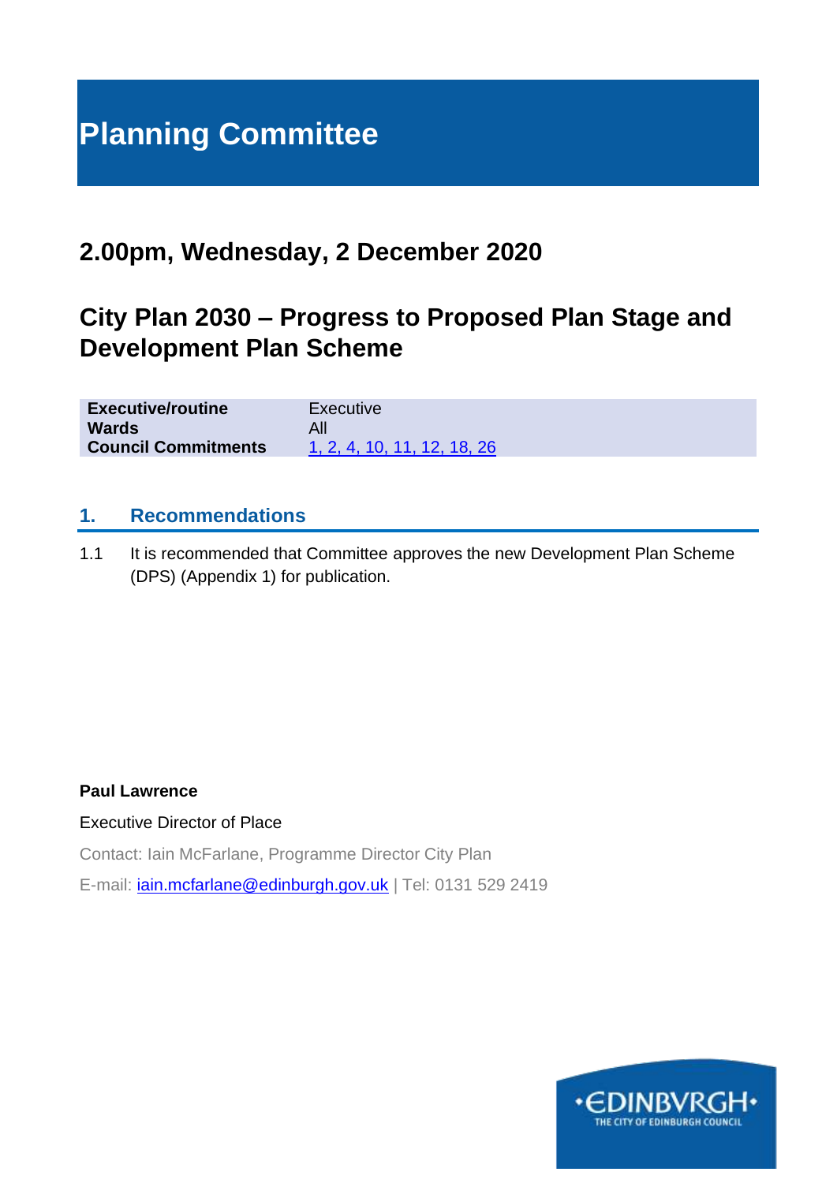# Planning Committee

## 2.00pm, Wednesday, 2 December 2020

## City Plan 2030 – Progress to Proposed Plan Stage and Development Plan Scheme

| | |
|---|---|
| **Executive/routine** | Executive |
| **Wards** | All |
| **Council Commitments** | 1, 2, 4, 10, 11, 12, 18, 26 |

## 1. Recommendations

1.1 It is recommended that Committee approves the new Development Plan Scheme (DPS) (Appendix 1) for publication.

**Paul Lawrence**

Executive Director of Place

Contact: Iain McFarlane, Programme Director City Plan

E-mail: iain.mcfarlane@edinburgh.gov.uk | Tel: 0131 529 2419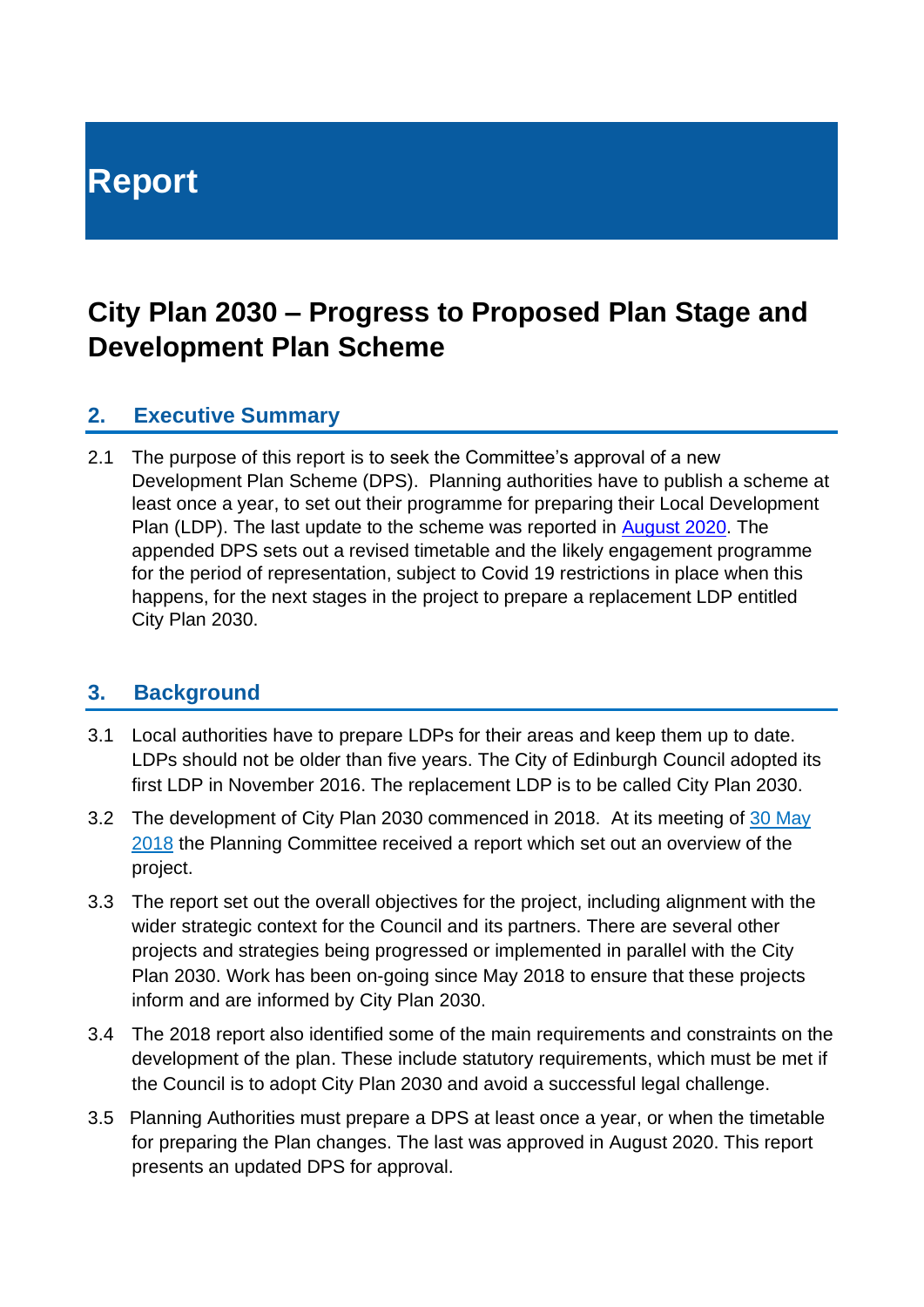# Report

## City Plan 2030 – Progress to Proposed Plan Stage and Development Plan Scheme

### 2. Executive Summary

2.1 The purpose of this report is to seek the Committee's approval of a new Development Plan Scheme (DPS). Planning authorities have to publish a scheme at least once a year, to set out their programme for preparing their Local Development Plan (LDP). The last update to the scheme was reported in August 2020. The appended DPS sets out a revised timetable and the likely engagement programme for the period of representation, subject to Covid 19 restrictions in place when this happens, for the next stages in the project to prepare a replacement LDP entitled City Plan 2030.

### 3. Background

3.1 Local authorities have to prepare LDPs for their areas and keep them up to date. LDPs should not be older than five years. The City of Edinburgh Council adopted its first LDP in November 2016. The replacement LDP is to be called City Plan 2030.

3.2 The development of City Plan 2030 commenced in 2018. At its meeting of 30 May 2018 the Planning Committee received a report which set out an overview of the project.

3.3 The report set out the overall objectives for the project, including alignment with the wider strategic context for the Council and its partners. There are several other projects and strategies being progressed or implemented in parallel with the City Plan 2030. Work has been on-going since May 2018 to ensure that these projects inform and are informed by City Plan 2030.

3.4 The 2018 report also identified some of the main requirements and constraints on the development of the plan. These include statutory requirements, which must be met if the Council is to adopt City Plan 2030 and avoid a successful legal challenge.

3.5 Planning Authorities must prepare a DPS at least once a year, or when the timetable for preparing the Plan changes. The last was approved in August 2020. This report presents an updated DPS for approval.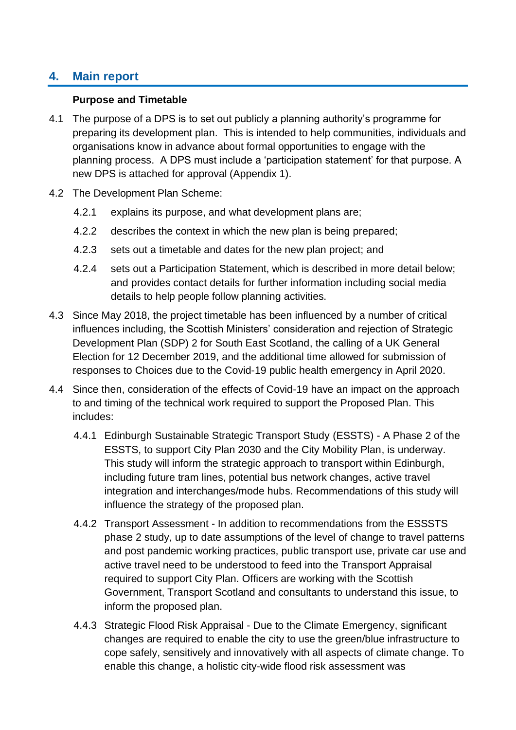## 4. Main report

**Purpose and Timetable**

4.1 The purpose of a DPS is to set out publicly a planning authority's programme for preparing its development plan. This is intended to help communities, individuals and organisations know in advance about formal opportunities to engage with the planning process. A DPS must include a 'participation statement' for that purpose. A new DPS is attached for approval (Appendix 1).

4.2 The Development Plan Scheme:

4.2.1 explains its purpose, and what development plans are;

4.2.2 describes the context in which the new plan is being prepared;

4.2.3 sets out a timetable and dates for the new plan project; and

4.2.4 sets out a Participation Statement, which is described in more detail below; and provides contact details for further information including social media details to help people follow planning activities.

4.3 Since May 2018, the project timetable has been influenced by a number of critical influences including, the Scottish Ministers' consideration and rejection of Strategic Development Plan (SDP) 2 for South East Scotland, the calling of a UK General Election for 12 December 2019, and the additional time allowed for submission of responses to Choices due to the Covid-19 public health emergency in April 2020.

4.4 Since then, consideration of the effects of Covid-19 have an impact on the approach to and timing of the technical work required to support the Proposed Plan. This includes:

4.4.1 Edinburgh Sustainable Strategic Transport Study (ESSTS) - A Phase 2 of the ESSTS, to support City Plan 2030 and the City Mobility Plan, is underway. This study will inform the strategic approach to transport within Edinburgh, including future tram lines, potential bus network changes, active travel integration and interchanges/mode hubs. Recommendations of this study will influence the strategy of the proposed plan.

4.4.2 Transport Assessment - In addition to recommendations from the ESSSTS phase 2 study, up to date assumptions of the level of change to travel patterns and post pandemic working practices, public transport use, private car use and active travel need to be understood to feed into the Transport Appraisal required to support City Plan. Officers are working with the Scottish Government, Transport Scotland and consultants to understand this issue, to inform the proposed plan.

4.4.3 Strategic Flood Risk Appraisal - Due to the Climate Emergency, significant changes are required to enable the city to use the green/blue infrastructure to cope safely, sensitively and innovatively with all aspects of climate change. To enable this change, a holistic city-wide flood risk assessment was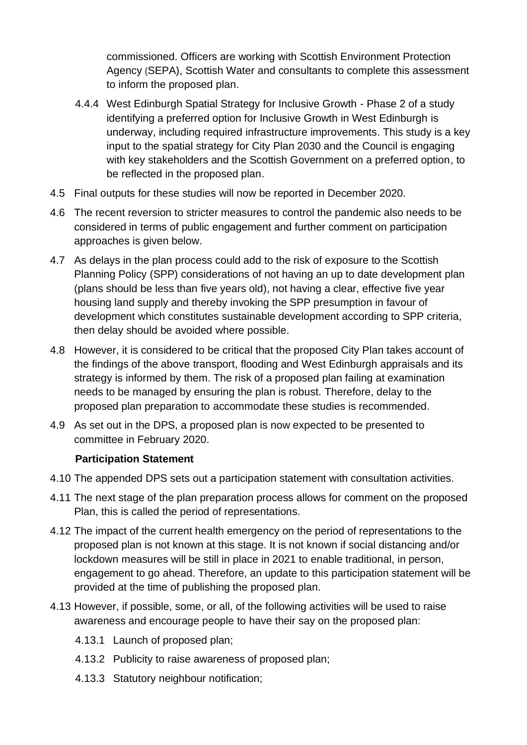commissioned. Officers are working with Scottish Environment Protection Agency (SEPA), Scottish Water and consultants to complete this assessment to inform the proposed plan.

4.4.4 West Edinburgh Spatial Strategy for Inclusive Growth - Phase 2 of a study identifying a preferred option for Inclusive Growth in West Edinburgh is underway, including required infrastructure improvements. This study is a key input to the spatial strategy for City Plan 2030 and the Council is engaging with key stakeholders and the Scottish Government on a preferred option, to be reflected in the proposed plan.

4.5 Final outputs for these studies will now be reported in December 2020.

4.6 The recent reversion to stricter measures to control the pandemic also needs to be considered in terms of public engagement and further comment on participation approaches is given below.

4.7 As delays in the plan process could add to the risk of exposure to the Scottish Planning Policy (SPP) considerations of not having an up to date development plan (plans should be less than five years old), not having a clear, effective five year housing land supply and thereby invoking the SPP presumption in favour of development which constitutes sustainable development according to SPP criteria, then delay should be avoided where possible.

4.8 However, it is considered to be critical that the proposed City Plan takes account of the findings of the above transport, flooding and West Edinburgh appraisals and its strategy is informed by them. The risk of a proposed plan failing at examination needs to be managed by ensuring the plan is robust. Therefore, delay to the proposed plan preparation to accommodate these studies is recommended.

4.9 As set out in the DPS, a proposed plan is now expected to be presented to committee in February 2020.

**Participation Statement**

4.10 The appended DPS sets out a participation statement with consultation activities.

4.11 The next stage of the plan preparation process allows for comment on the proposed Plan, this is called the period of representations.

4.12 The impact of the current health emergency on the period of representations to the proposed plan is not known at this stage. It is not known if social distancing and/or lockdown measures will be still in place in 2021 to enable traditional, in person, engagement to go ahead. Therefore, an update to this participation statement will be provided at the time of publishing the proposed plan.

4.13 However, if possible, some, or all, of the following activities will be used to raise awareness and encourage people to have their say on the proposed plan:

4.13.1 Launch of proposed plan;

4.13.2 Publicity to raise awareness of proposed plan;

4.13.3 Statutory neighbour notification;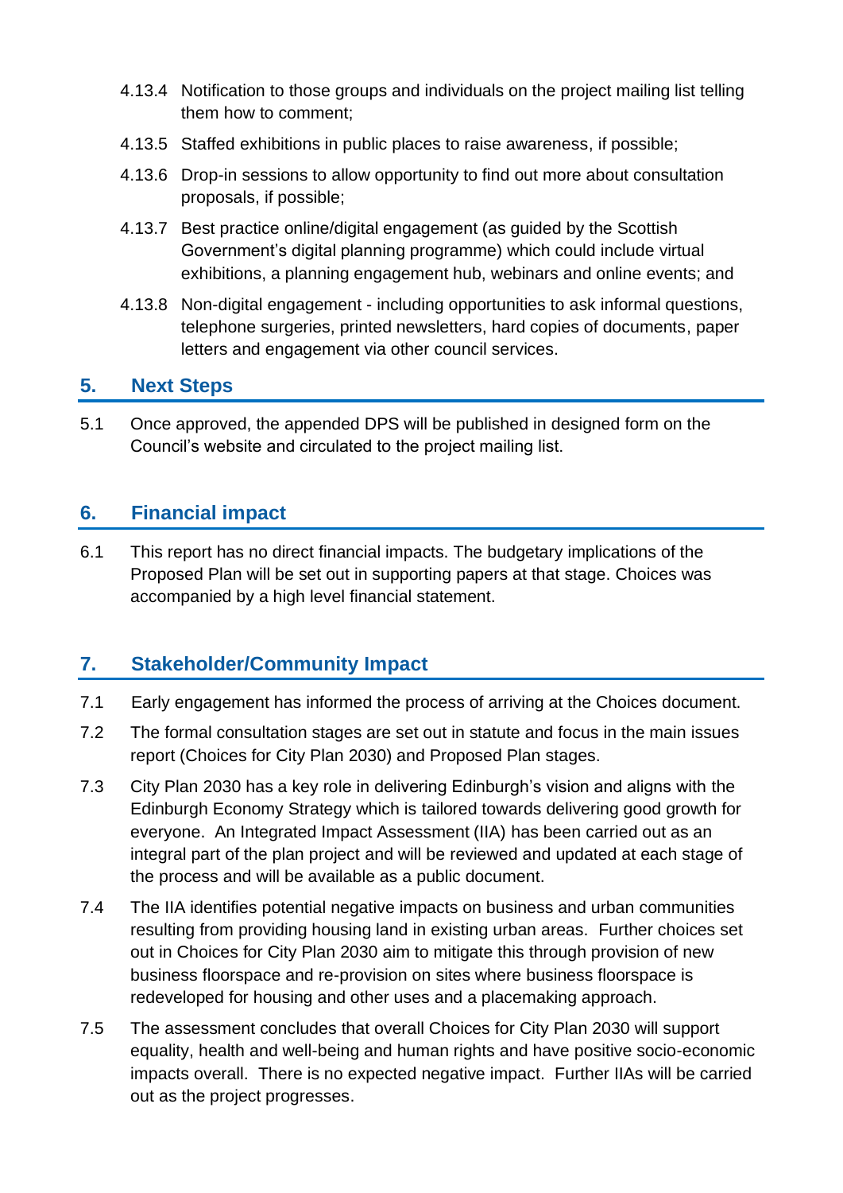4.13.4 Notification to those groups and individuals on the project mailing list telling them how to comment;

4.13.5 Staffed exhibitions in public places to raise awareness, if possible;

4.13.6 Drop-in sessions to allow opportunity to find out more about consultation proposals, if possible;

4.13.7 Best practice online/digital engagement (as guided by the Scottish Government's digital planning programme) which could include virtual exhibitions, a planning engagement hub, webinars and online events; and

4.13.8 Non-digital engagement - including opportunities to ask informal questions, telephone surgeries, printed newsletters, hard copies of documents, paper letters and engagement via other council services.

## 5. Next Steps

5.1 Once approved, the appended DPS will be published in designed form on the Council's website and circulated to the project mailing list.

## 6. Financial impact

6.1 This report has no direct financial impacts. The budgetary implications of the Proposed Plan will be set out in supporting papers at that stage. Choices was accompanied by a high level financial statement.

## 7. Stakeholder/Community Impact

7.1 Early engagement has informed the process of arriving at the Choices document.

7.2 The formal consultation stages are set out in statute and focus in the main issues report (Choices for City Plan 2030) and Proposed Plan stages.

7.3 City Plan 2030 has a key role in delivering Edinburgh's vision and aligns with the Edinburgh Economy Strategy which is tailored towards delivering good growth for everyone. An Integrated Impact Assessment (IIA) has been carried out as an integral part of the plan project and will be reviewed and updated at each stage of the process and will be available as a public document.

7.4 The IIA identifies potential negative impacts on business and urban communities resulting from providing housing land in existing urban areas. Further choices set out in Choices for City Plan 2030 aim to mitigate this through provision of new business floorspace and re-provision on sites where business floorspace is redeveloped for housing and other uses and a placemaking approach.

7.5 The assessment concludes that overall Choices for City Plan 2030 will support equality, health and well-being and human rights and have positive socio-economic impacts overall. There is no expected negative impact. Further IIAs will be carried out as the project progresses.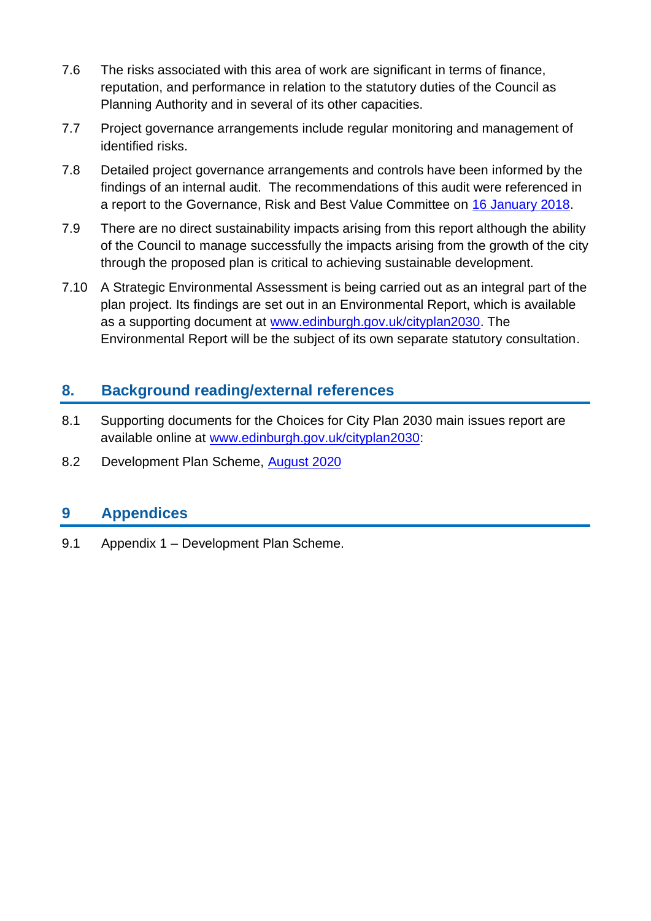7.6 The risks associated with this area of work are significant in terms of finance, reputation, and performance in relation to the statutory duties of the Council as Planning Authority and in several of its other capacities.

7.7 Project governance arrangements include regular monitoring and management of identified risks.

7.8 Detailed project governance arrangements and controls have been informed by the findings of an internal audit. The recommendations of this audit were referenced in a report to the Governance, Risk and Best Value Committee on 16 January 2018.

7.9 There are no direct sustainability impacts arising from this report although the ability of the Council to manage successfully the impacts arising from the growth of the city through the proposed plan is critical to achieving sustainable development.

7.10 A Strategic Environmental Assessment is being carried out as an integral part of the plan project. Its findings are set out in an Environmental Report, which is available as a supporting document at www.edinburgh.gov.uk/cityplan2030. The Environmental Report will be the subject of its own separate statutory consultation.

## 8. Background reading/external references

8.1 Supporting documents for the Choices for City Plan 2030 main issues report are available online at www.edinburgh.gov.uk/cityplan2030:

8.2 Development Plan Scheme, August 2020

## 9 Appendices

9.1 Appendix 1 – Development Plan Scheme.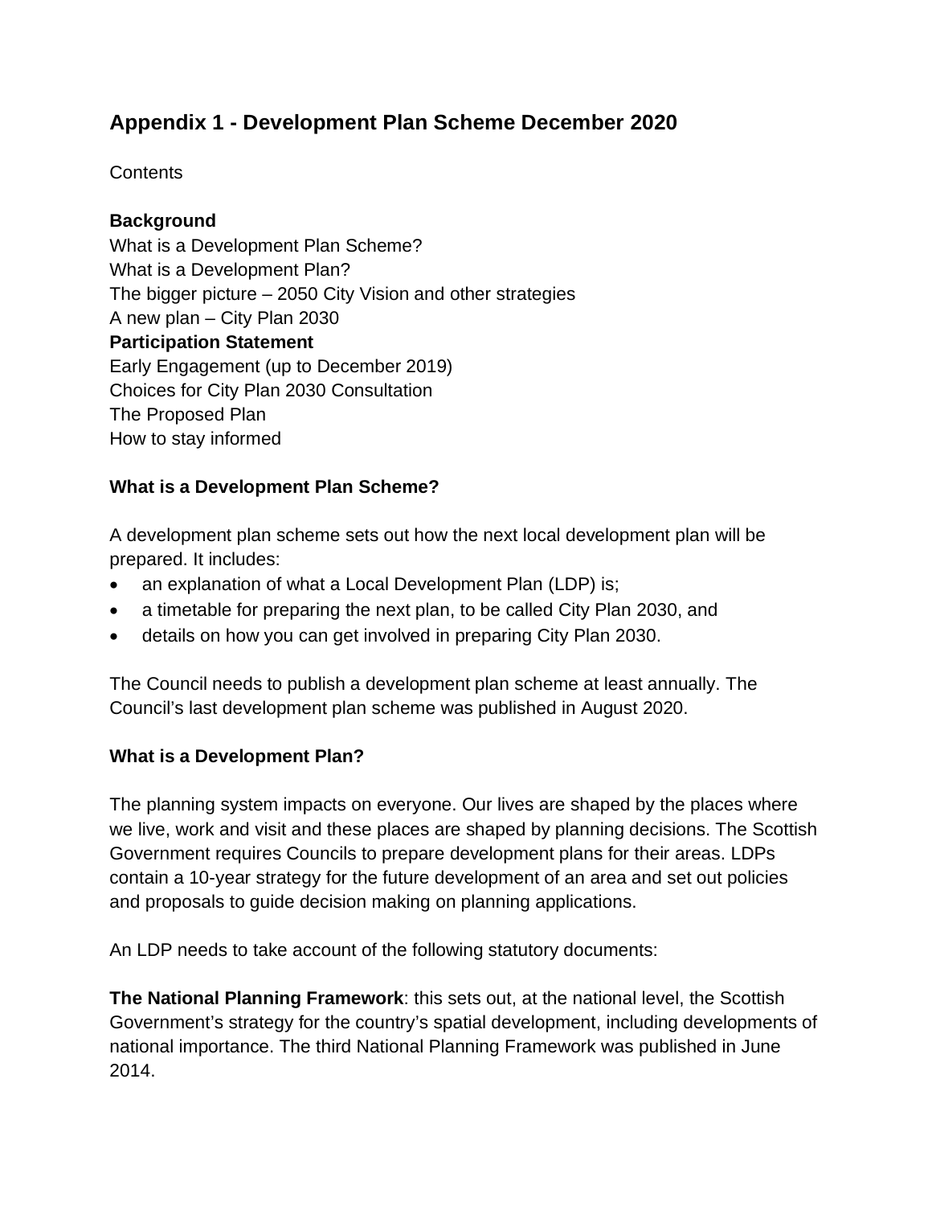# Appendix 1 - Development Plan Scheme December 2020

Contents

**Background**
What is a Development Plan Scheme?
What is a Development Plan?
The bigger picture – 2050 City Vision and other strategies
A new plan – City Plan 2030
**Participation Statement**
Early Engagement (up to December 2019)
Choices for City Plan 2030 Consultation
The Proposed Plan
How to stay informed

### What is a Development Plan Scheme?

A development plan scheme sets out how the next local development plan will be prepared. It includes:

- an explanation of what a Local Development Plan (LDP) is;
- a timetable for preparing the next plan, to be called City Plan 2030, and
- details on how you can get involved in preparing City Plan 2030.

The Council needs to publish a development plan scheme at least annually. The Council's last development plan scheme was published in August 2020.

### What is a Development Plan?

The planning system impacts on everyone. Our lives are shaped by the places where we live, work and visit and these places are shaped by planning decisions. The Scottish Government requires Councils to prepare development plans for their areas. LDPs contain a 10-year strategy for the future development of an area and set out policies and proposals to guide decision making on planning applications.

An LDP needs to take account of the following statutory documents:

**The National Planning Framework**: this sets out, at the national level, the Scottish Government's strategy for the country's spatial development, including developments of national importance. The third National Planning Framework was published in June 2014.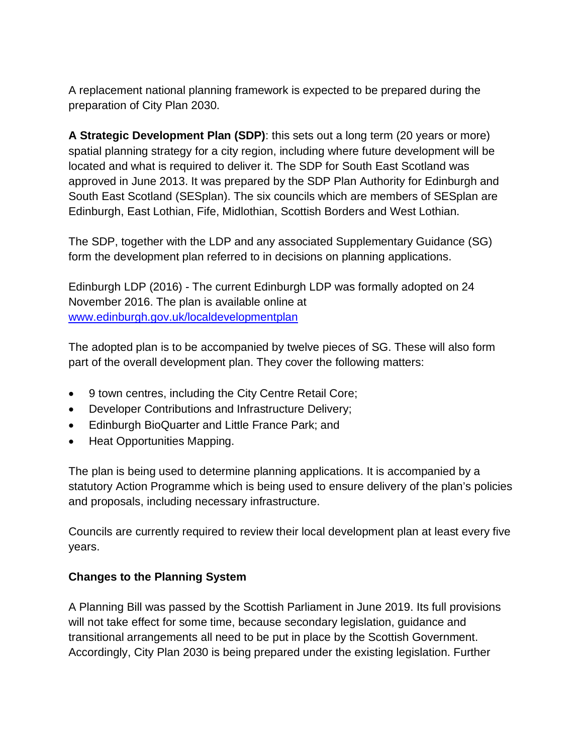A replacement national planning framework is expected to be prepared during the preparation of City Plan 2030.

**A Strategic Development Plan (SDP)**: this sets out a long term (20 years or more) spatial planning strategy for a city region, including where future development will be located and what is required to deliver it. The SDP for South East Scotland was approved in June 2013. It was prepared by the SDP Plan Authority for Edinburgh and South East Scotland (SESplan). The six councils which are members of SESplan are Edinburgh, East Lothian, Fife, Midlothian, Scottish Borders and West Lothian.

The SDP, together with the LDP and any associated Supplementary Guidance (SG) form the development plan referred to in decisions on planning applications.

Edinburgh LDP (2016) - The current Edinburgh LDP was formally adopted on 24 November 2016. The plan is available online at [www.edinburgh.gov.uk/localdevelopmentplan](www.edinburgh.gov.uk/localdevelopmentplan)

The adopted plan is to be accompanied by twelve pieces of SG. These will also form part of the overall development plan. They cover the following matters:

- 9 town centres, including the City Centre Retail Core;
- Developer Contributions and Infrastructure Delivery;
- Edinburgh BioQuarter and Little France Park; and
- Heat Opportunities Mapping.

The plan is being used to determine planning applications. It is accompanied by a statutory Action Programme which is being used to ensure delivery of the plan's policies and proposals, including necessary infrastructure.

Councils are currently required to review their local development plan at least every five years.

**Changes to the Planning System**

A Planning Bill was passed by the Scottish Parliament in June 2019. Its full provisions will not take effect for some time, because secondary legislation, guidance and transitional arrangements all need to be put in place by the Scottish Government. Accordingly, City Plan 2030 is being prepared under the existing legislation. Further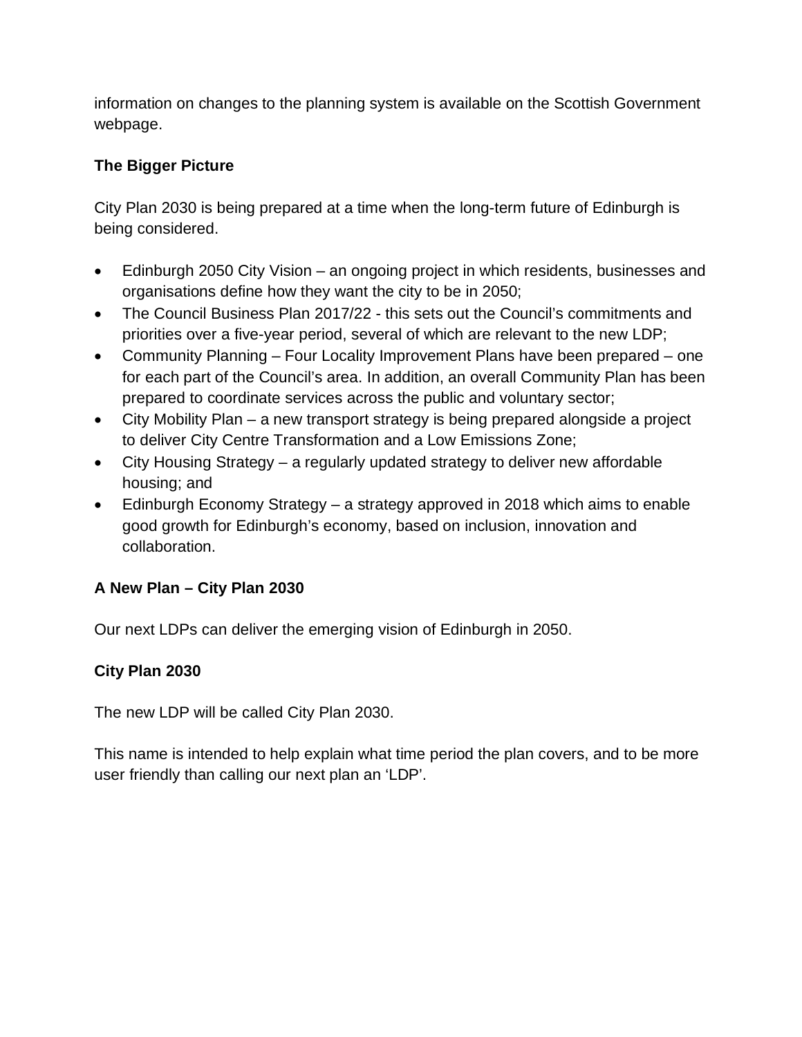information on changes to the planning system is available on the Scottish Government webpage.

**The Bigger Picture**

City Plan 2030 is being prepared at a time when the long-term future of Edinburgh is being considered.

- Edinburgh 2050 City Vision – an ongoing project in which residents, businesses and organisations define how they want the city to be in 2050;
- The Council Business Plan 2017/22 - this sets out the Council's commitments and priorities over a five-year period, several of which are relevant to the new LDP;
- Community Planning – Four Locality Improvement Plans have been prepared – one for each part of the Council's area. In addition, an overall Community Plan has been prepared to coordinate services across the public and voluntary sector;
- City Mobility Plan – a new transport strategy is being prepared alongside a project to deliver City Centre Transformation and a Low Emissions Zone;
- City Housing Strategy – a regularly updated strategy to deliver new affordable housing; and
- Edinburgh Economy Strategy – a strategy approved in 2018 which aims to enable good growth for Edinburgh's economy, based on inclusion, innovation and collaboration.

**A New Plan – City Plan 2030**

Our next LDPs can deliver the emerging vision of Edinburgh in 2050.

**City Plan 2030**

The new LDP will be called City Plan 2030.

This name is intended to help explain what time period the plan covers, and to be more user friendly than calling our next plan an 'LDP'.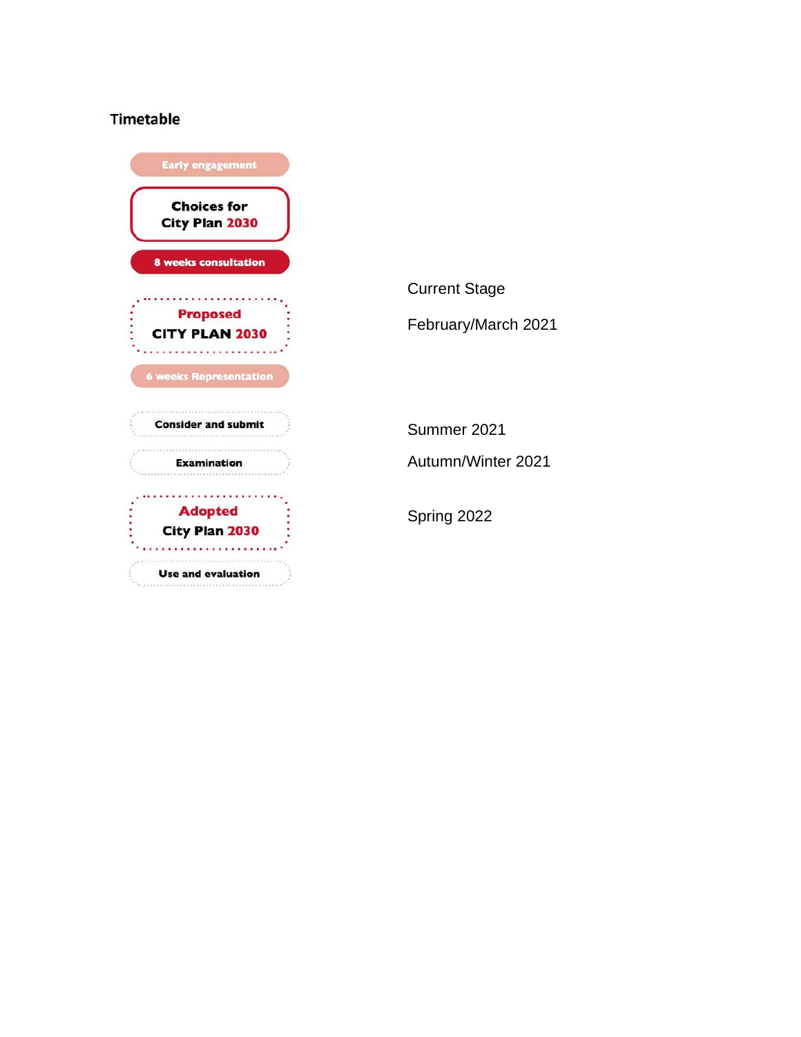## Timetable

| Stage | Timing |
| --- | --- |
| Early engagement | |
| Choices for City Plan 2030 | |
| 8 weeks consultation | |
| Proposed CITY PLAN 2030 | Current Stage<br>February/March 2021 |
| 6 weeks Representation | |
| Consider and submit | Summer 2021 |
| Examination | Autumn/Winter 2021 |
| Adopted City Plan 2030 | Spring 2022 |
| Use and evaluation | |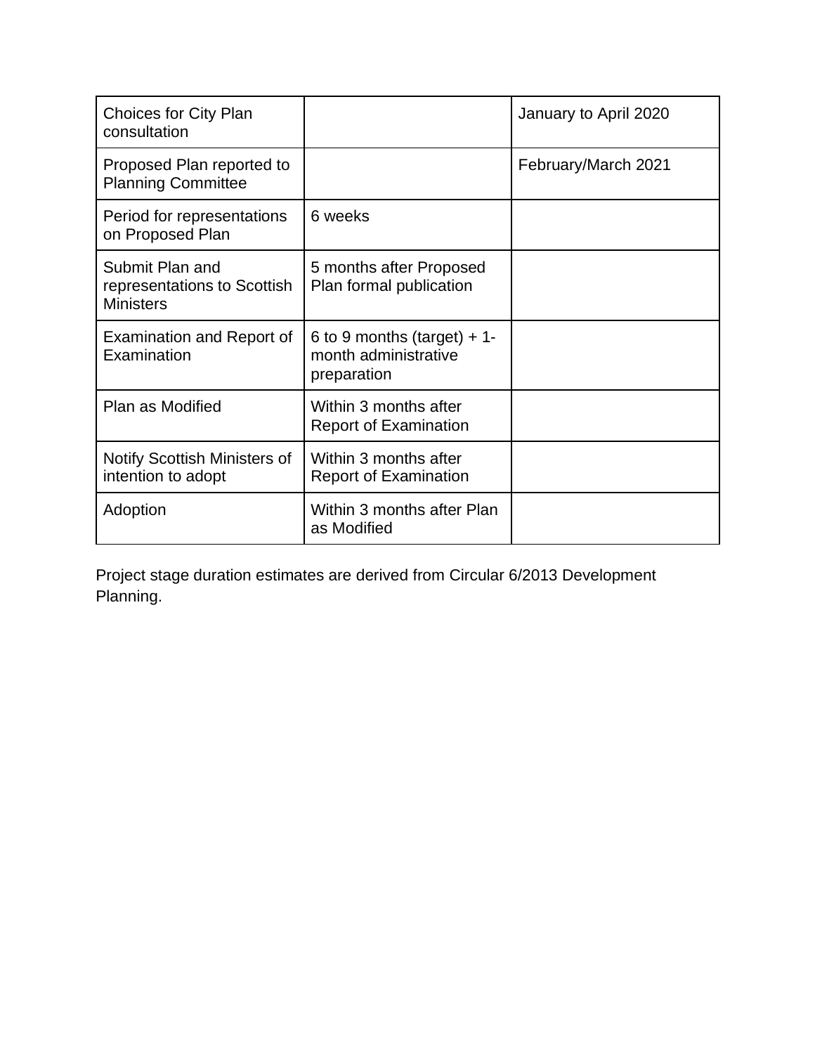| | | |
|---|---|---|
| Choices for City Plan consultation | | January to April 2020 |
| Proposed Plan reported to Planning Committee | | February/March 2021 |
| Period for representations on Proposed Plan | 6 weeks | |
| Submit Plan and representations to Scottish Ministers | 5 months after Proposed Plan formal publication | |
| Examination and Report of Examination | 6 to 9 months (target) + 1-month administrative preparation | |
| Plan as Modified | Within 3 months after Report of Examination | |
| Notify Scottish Ministers of intention to adopt | Within 3 months after Report of Examination | |
| Adoption | Within 3 months after Plan as Modified | |

Project stage duration estimates are derived from Circular 6/2013 Development Planning.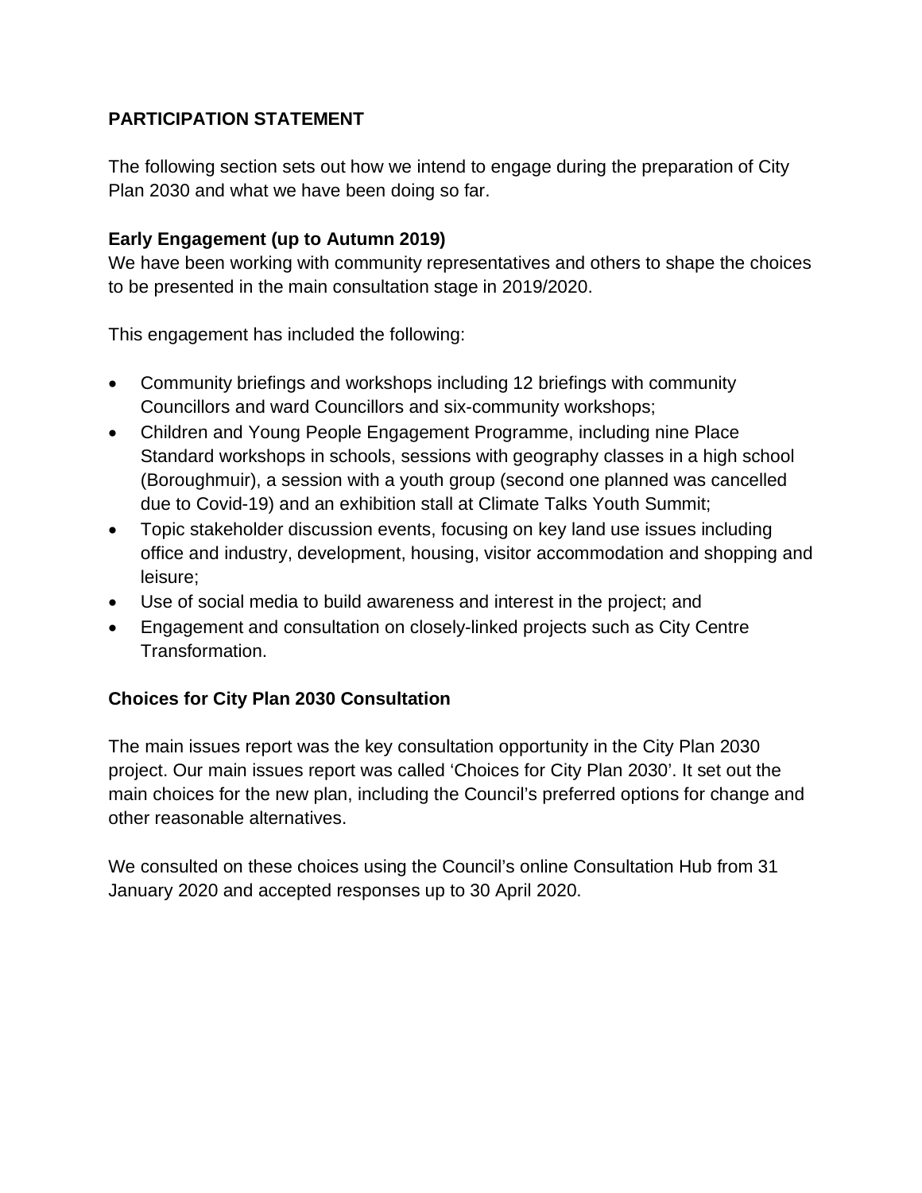## PARTICIPATION STATEMENT

The following section sets out how we intend to engage during the preparation of City Plan 2030 and what we have been doing so far.

### Early Engagement (up to Autumn 2019)

We have been working with community representatives and others to shape the choices to be presented in the main consultation stage in 2019/2020.

This engagement has included the following:

- Community briefings and workshops including 12 briefings with community Councillors and ward Councillors and six-community workshops;
- Children and Young People Engagement Programme, including nine Place Standard workshops in schools, sessions with geography classes in a high school (Boroughmuir), a session with a youth group (second one planned was cancelled due to Covid-19) and an exhibition stall at Climate Talks Youth Summit;
- Topic stakeholder discussion events, focusing on key land use issues including office and industry, development, housing, visitor accommodation and shopping and leisure;
- Use of social media to build awareness and interest in the project; and
- Engagement and consultation on closely-linked projects such as City Centre Transformation.

### Choices for City Plan 2030 Consultation

The main issues report was the key consultation opportunity in the City Plan 2030 project. Our main issues report was called 'Choices for City Plan 2030'. It set out the main choices for the new plan, including the Council's preferred options for change and other reasonable alternatives.

We consulted on these choices using the Council's online Consultation Hub from 31 January 2020 and accepted responses up to 30 April 2020.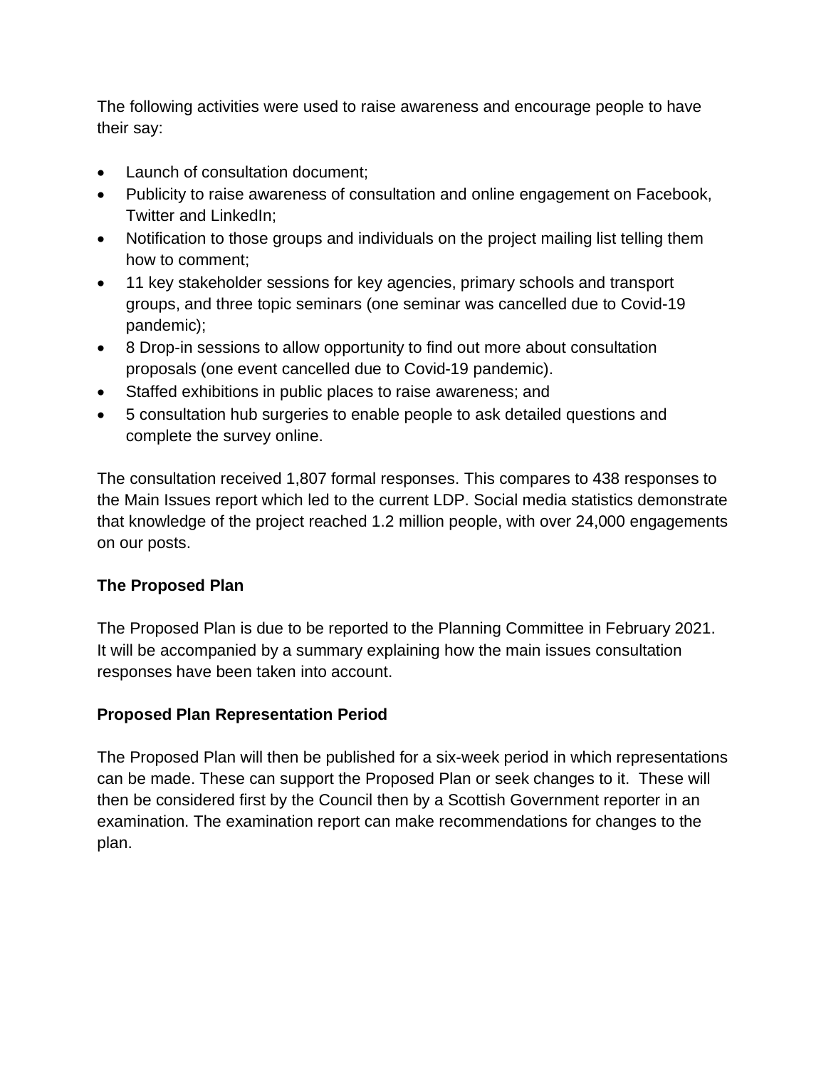The following activities were used to raise awareness and encourage people to have their say:

- Launch of consultation document;
- Publicity to raise awareness of consultation and online engagement on Facebook, Twitter and LinkedIn;
- Notification to those groups and individuals on the project mailing list telling them how to comment;
- 11 key stakeholder sessions for key agencies, primary schools and transport groups, and three topic seminars (one seminar was cancelled due to Covid-19 pandemic);
- 8 Drop-in sessions to allow opportunity to find out more about consultation proposals (one event cancelled due to Covid-19 pandemic).
- Staffed exhibitions in public places to raise awareness; and
- 5 consultation hub surgeries to enable people to ask detailed questions and complete the survey online.

The consultation received 1,807 formal responses. This compares to 438 responses to the Main Issues report which led to the current LDP. Social media statistics demonstrate that knowledge of the project reached 1.2 million people, with over 24,000 engagements on our posts.

**The Proposed Plan**

The Proposed Plan is due to be reported to the Planning Committee in February 2021. It will be accompanied by a summary explaining how the main issues consultation responses have been taken into account.

**Proposed Plan Representation Period**

The Proposed Plan will then be published for a six-week period in which representations can be made. These can support the Proposed Plan or seek changes to it. These will then be considered first by the Council then by a Scottish Government reporter in an examination. The examination report can make recommendations for changes to the plan.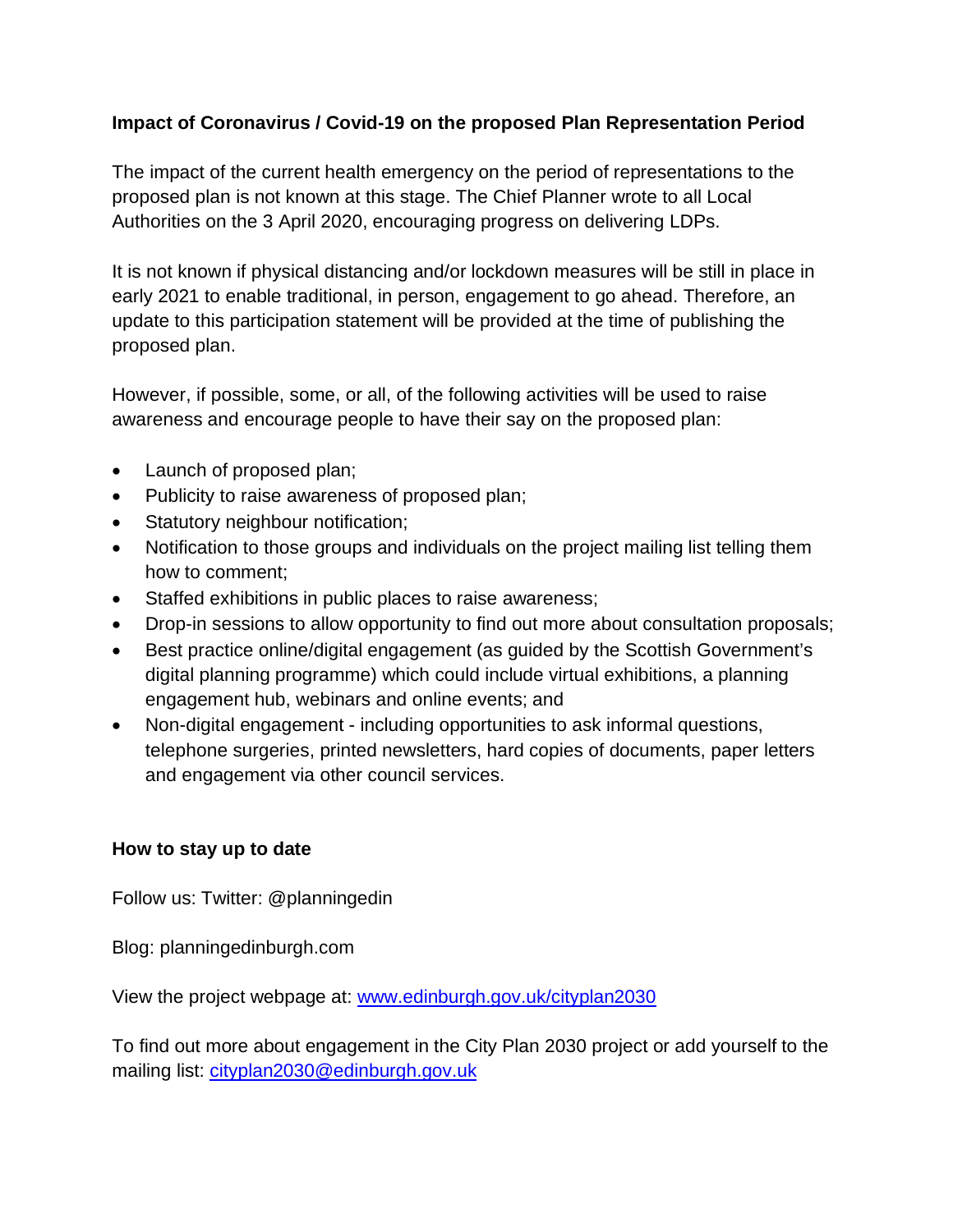## Impact of Coronavirus / Covid-19 on the proposed Plan Representation Period

The impact of the current health emergency on the period of representations to the proposed plan is not known at this stage. The Chief Planner wrote to all Local Authorities on the 3 April 2020, encouraging progress on delivering LDPs.

It is not known if physical distancing and/or lockdown measures will be still in place in early 2021 to enable traditional, in person, engagement to go ahead. Therefore, an update to this participation statement will be provided at the time of publishing the proposed plan.

However, if possible, some, or all, of the following activities will be used to raise awareness and encourage people to have their say on the proposed plan:

- Launch of proposed plan;
- Publicity to raise awareness of proposed plan;
- Statutory neighbour notification;
- Notification to those groups and individuals on the project mailing list telling them how to comment;
- Staffed exhibitions in public places to raise awareness;
- Drop-in sessions to allow opportunity to find out more about consultation proposals;
- Best practice online/digital engagement (as guided by the Scottish Government's digital planning programme) which could include virtual exhibitions, a planning engagement hub, webinars and online events; and
- Non-digital engagement - including opportunities to ask informal questions, telephone surgeries, printed newsletters, hard copies of documents, paper letters and engagement via other council services.

## How to stay up to date

Follow us: Twitter: @planningedin

Blog: planningedinburgh.com

View the project webpage at: [www.edinburgh.gov.uk/cityplan2030](http://www.edinburgh.gov.uk/cityplan2030)

To find out more about engagement in the City Plan 2030 project or add yourself to the mailing list: [cityplan2030@edinburgh.gov.uk](mailto:cityplan2030@edinburgh.gov.uk)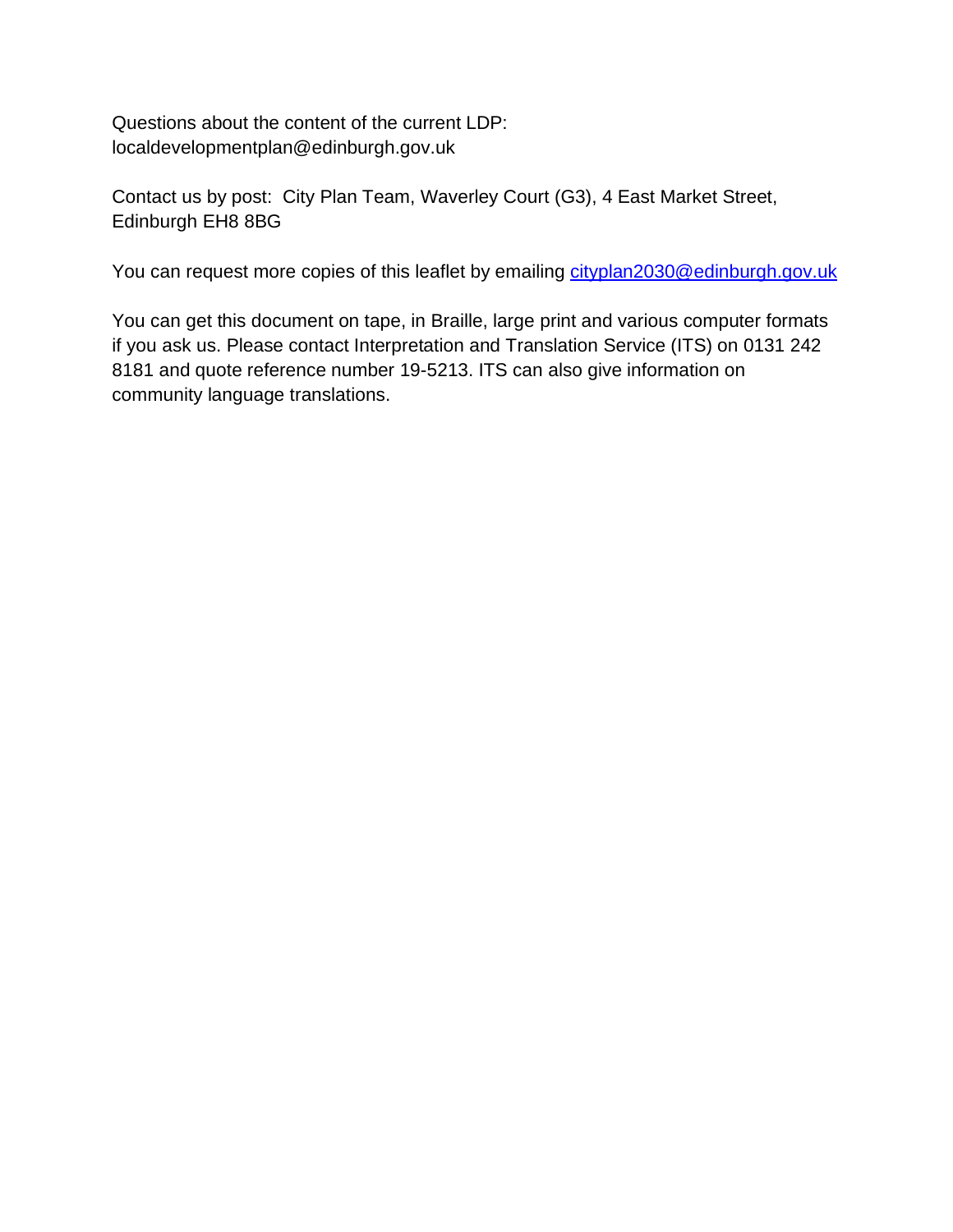Questions about the content of the current LDP: localdevelopmentplan@edinburgh.gov.uk

Contact us by post: City Plan Team, Waverley Court (G3), 4 East Market Street, Edinburgh EH8 8BG

You can request more copies of this leaflet by emailing cityplan2030@edinburgh.gov.uk

You can get this document on tape, in Braille, large print and various computer formats if you ask us. Please contact Interpretation and Translation Service (ITS) on 0131 242 8181 and quote reference number 19-5213. ITS can also give information on community language translations.